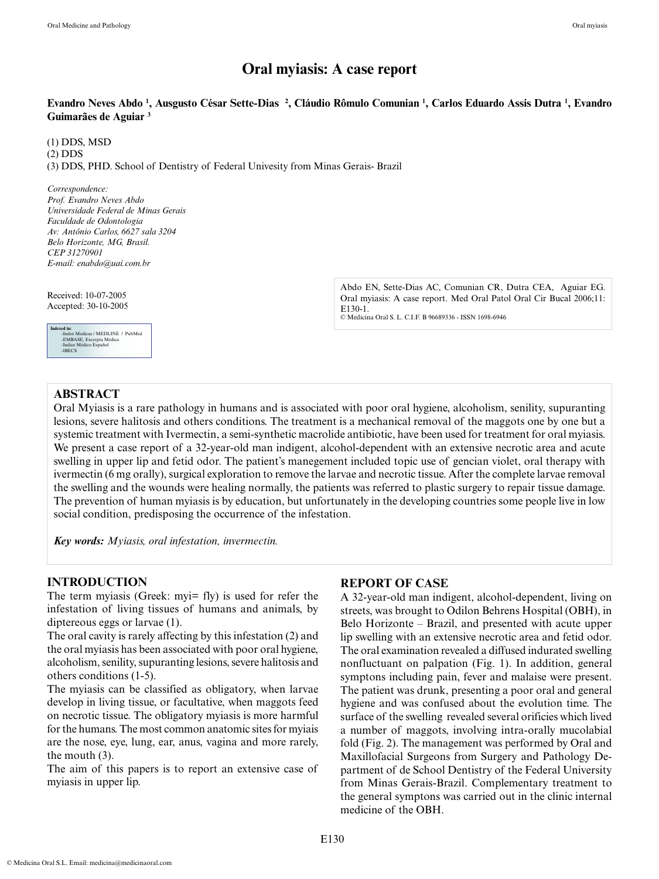# Oral myiasis: A case report

**Evandro Neves Abdo [1], Ausgusto César Sette-Dias [2], Cláudio Rômulo Comunian [1], Carlos Eduardo Assis Dutra [1], Evandro Guimarães de Aguiar [3]**

(1) DDS, MSD
(2) DDS
(3) DDS, PHD. School of Dentistry of Federal Univesity from Minas Gerais- Brazil

*Correspondence:*
*Prof. Evandro Neves Abdo*
*Universidade Federal de Minas Gerais*
*Faculdade de Odontologia*
*Av: Antônio Carlos, 6627 sala 3204*
*Belo Horizonte, MG, Brasil.*
*CEP 31270901*
*E-mail: enabdo@uai.com.br*

Received: 10-07-2005
Accepted: 30-10-2005

Indexed in:
-Index Medicus / MEDLINE / PubMed
-EMBASE, Excerpta Medica
-Indice Médico Español
-IBECS

Abdo EN, Sette-Dias AC, Comunian CR, Dutra CEA, Aguiar EG. Oral myiasis: A case report. Med Oral Patol Oral Cir Bucal 2006;11: E130-1.
© Medicina Oral S. L. C.I.F. B 96689336 - ISSN 1698-6946

## ABSTRACT

Oral Myiasis is a rare pathology in humans and is associated with poor oral hygiene, alcoholism, senility, supuranting lesions, severe halitosis and others conditions. The treatment is a mechanical removal of the maggots one by one but a systemic treatment with Ivermectin, a semi-synthetic macrolide antibiotic, have been used for treatment for oral myiasis. We present a case report of a 32-year-old man indigent, alcohol-dependent with an extensive necrotic area and acute swelling in upper lip and fetid odor. The patient's manegement included topic use of gencian violet, oral therapy with ivermectin (6 mg orally), surgical exploration to remove the larvae and necrotic tissue. After the complete larvae removal the swelling and the wounds were healing normally, the patients was referred to plastic surgery to repair tissue damage. The prevention of human myiasis is by education, but unfortunately in the developing countries some people live in low social condition, predisposing the occurrence of the infestation.

***Key words:*** *Myiasis, oral infestation, invermectin.*

## INTRODUCTION

The term myiasis (Greek: myi= fly) is used for refer the infestation of living tissues of humans and animals, by diptereous eggs or larvae (1).

The oral cavity is rarely affecting by this infestation (2) and the oral myiasis has been associated with poor oral hygiene, alcoholism, senility, supuranting lesions, severe halitosis and others conditions (1-5).

The myiasis can be classified as obligatory, when larvae develop in living tissue, or facultative, when maggots feed on necrotic tissue. The obligatory myiasis is more harmful for the humans. The most common anatomic sites for myiais are the nose, eye, lung, ear, anus, vagina and more rarely, the mouth (3).

The aim of this papers is to report an extensive case of myiasis in upper lip.

## REPORT OF CASE

A 32-year-old man indigent, alcohol-dependent, living on streets, was brought to Odilon Behrens Hospital (OBH), in Belo Horizonte – Brazil, and presented with acute upper lip swelling with an extensive necrotic area and fetid odor. The oral examination revealed a diffused indurated swelling nonfluctuant on palpation (Fig. 1). In addition, general symptoms including pain, fever and malaise were present. The patient was drunk, presenting a poor oral and general hygiene and was confused about the evolution time. The surface of the swelling revealed several orificies which lived a number of maggots, involving intra-orally mucolabial fold (Fig. 2). The management was performed by Oral and Maxillofacial Surgeons from Surgery and Pathology Department of de School Dentistry of the Federal University from Minas Gerais-Brazil. Complementary treatment to the general symptons was carried out in the clinic internal medicine of the OBH.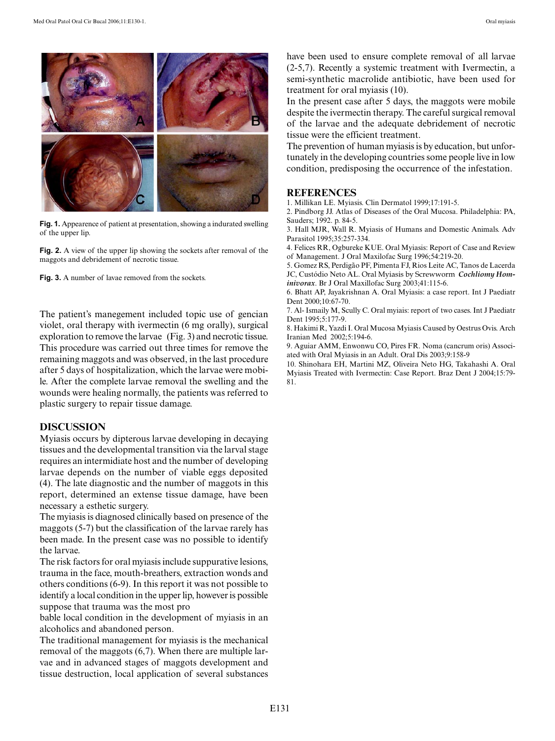Fig. 1. Appearence of patient at presentation, showing a indurated swelling of the upper lip.

Fig. 2. A view of the upper lip showing the sockets after removal of the maggots and debridement of necrotic tissue.

Fig. 3. A number of lavae removed from the sockets.

The patient's manegement included topic use of gencian violet, oral therapy with ivermectin (6 mg orally), surgical exploration to remove the larvae (Fig. 3) and necrotic tissue. This procedure was carried out three times for remove the remaining maggots and was observed, in the last procedure after 5 days of hospitalization, which the larvae were mobile. After the complete larvae removal the swelling and the wounds were healing normally, the patients was referred to plastic surgery to repair tissue damage.

## DISCUSSION

Myiasis occurs by dipterous larvae developing in decaying tissues and the developmental transition via the larval stage requires an intermidiate host and the number of developing larvae depends on the number of viable eggs deposited (4). The late diagnostic and the number of maggots in this report, determined an extense tissue damage, have been necessary a esthetic surgery.

The myiasis is diagnosed clinically based on presence of the maggots (5-7) but the classification of the larvae rarely has been made. In the present case was no possible to identify the larvae.

The risk factors for oral myiasis include suppurative lesions, trauma in the face, mouth-breathers, extraction wonds and others conditions (6-9). In this report it was not possible to identify a local condition in the upper lip, however is possible suppose that trauma was the most probable local condition in the development of myiasis in an alcoholics and abandoned person.

The traditional management for myiasis is the mechanical removal of the maggots (6,7). When there are multiple larvae and in advanced stages of maggots development and tissue destruction, local application of several substances have been used to ensure complete removal of all larvae (2-5,7). Recently a systemic treatment with Ivermectin, a semi-synthetic macrolide antibiotic, have been used for treatment for oral myiasis (10).

In the present case after 5 days, the maggots were mobile despite the ivermectin therapy. The careful surgical removal of the larvae and the adequate debridement of necrotic tissue were the efficient treatment.

The prevention of human myiasis is by education, but unfortunately in the developing countries some people live in low condition, predisposing the occurrence of the infestation.

## REFERENCES

1. Millikan LE. Myiasis. Clin Dermatol 1999;17:191-5.
2. Pindborg JJ. Atlas of Diseases of the Oral Mucosa. Philadelphia: PA, Sauders; 1992. p. 84-5.
3. Hall MJR, Wall R. Myiasis of Humans and Domestic Animals. Adv Parasitol 1995;35:257-334.
4. Felices RR, Ogbureke KUE. Oral Myiasis: Report of Case and Review of Management. J Oral Maxilofac Surg 1996;54:219-20.
5. Gomez RS, Perdigão PF, Pimenta FJ, Rios Leite AC, Tanos de Lacerda JC, Custódio Neto AL. Oral Myiasis by Screwworm ***Cochliomy Hominivorax***. Br J Oral Maxillofac Surg 2003;41:115-6.
6. Bhatt AP, Jayakrishnan A. Oral Myiasis: a case report. Int J Paediatr Dent 2000;10:67-70.
7. Al- Ismaily M, Scully C. Oral myiais: report of two cases. Int J Paediatr Dent 1995;5:177-9.
8. Hakimi R, Yazdi I. Oral Mucosa Myiasis Caused by Oestrus Ovis. Arch Iranian Med 2002;5:194-6.
9. Aguiar AMM, Enwonwu CO, Pires FR. Noma (cancrum oris) Associated with Oral Myiasis in an Adult. Oral Dis 2003;9:158-9
10. Shinohara EH, Martini MZ, Oliveira Neto HG, Takahashi A. Oral Myiasis Treated with Ivermectin: Case Report. Braz Dent J 2004;15:79-81.